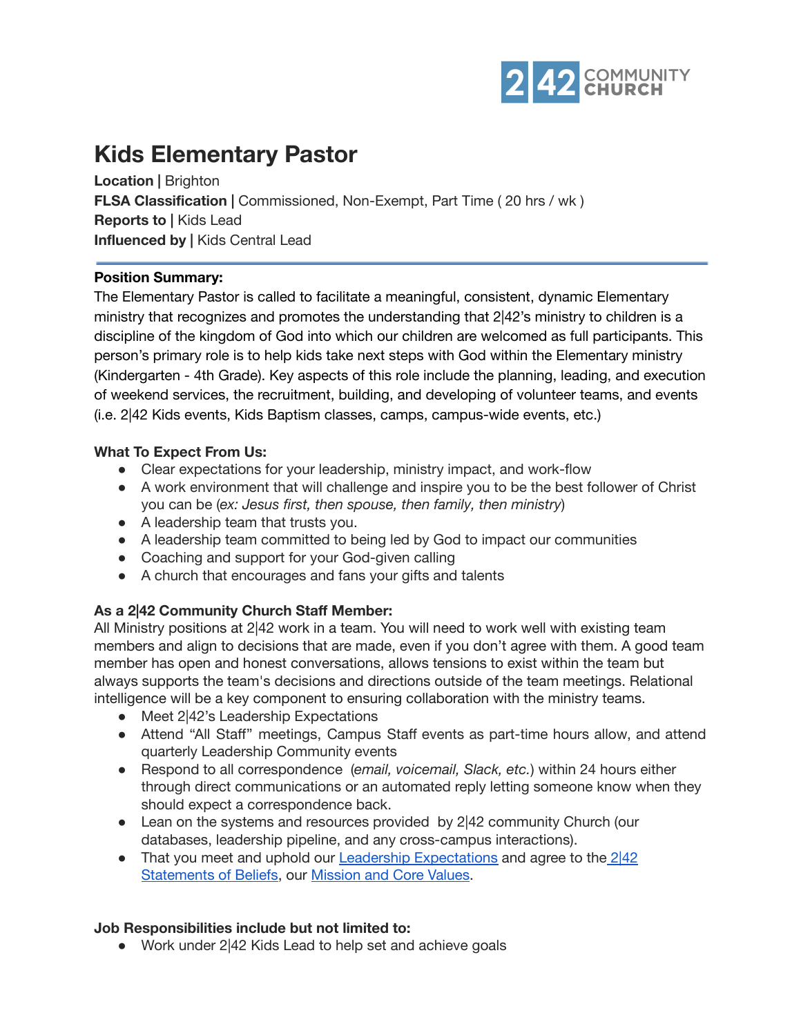2|42 COMMUNITY CHURCH

# Kids Elementary Pastor

**Location |** Brighton
**FLSA Classification |** Commissioned, Non-Exempt, Part Time ( 20 hrs / wk )
**Reports to |** Kids Lead
**Influenced by |** Kids Central Lead

---

**Position Summary:**
The Elementary Pastor is called to facilitate a meaningful, consistent, dynamic Elementary ministry that recognizes and promotes the understanding that 2|42's ministry to children is a discipline of the kingdom of God into which our children are welcomed as full participants. This person's primary role is to help kids take next steps with God within the Elementary ministry (Kindergarten - 4th Grade). Key aspects of this role include the planning, leading, and execution of weekend services, the recruitment, building, and developing of volunteer teams, and events (i.e. 2|42 Kids events, Kids Baptism classes, camps, campus-wide events, etc.)

**What To Expect From Us:**

- Clear expectations for your leadership, ministry impact, and work-flow
- A work environment that will challenge and inspire you to be the best follower of Christ you can be (*ex: Jesus first, then spouse, then family, then ministry*)
- A leadership team that trusts you.
- A leadership team committed to being led by God to impact our communities
- Coaching and support for your God-given calling
- A church that encourages and fans your gifts and talents

**As a 2|42 Community Church Staff Member:**
All Ministry positions at 2|42 work in a team. You will need to work well with existing team members and align to decisions that are made, even if you don't agree with them. A good team member has open and honest conversations, allows tensions to exist within the team but always supports the team's decisions and directions outside of the team meetings. Relational intelligence will be a key component to ensuring collaboration with the ministry teams.

- Meet 2|42's Leadership Expectations
- Attend "All Staff" meetings, Campus Staff events as part-time hours allow, and attend quarterly Leadership Community events
- Respond to all correspondence (*email, voicemail, Slack, etc.*) within 24 hours either through direct communications or an automated reply letting someone know when they should expect a correspondence back.
- Lean on the systems and resources provided by 2|42 community Church (our databases, leadership pipeline, and any cross-campus interactions).
- That you meet and uphold our Leadership Expectations and agree to the 2|42 Statements of Beliefs, our Mission and Core Values.

**Job Responsibilities include but not limited to:**

- Work under 2|42 Kids Lead to help set and achieve goals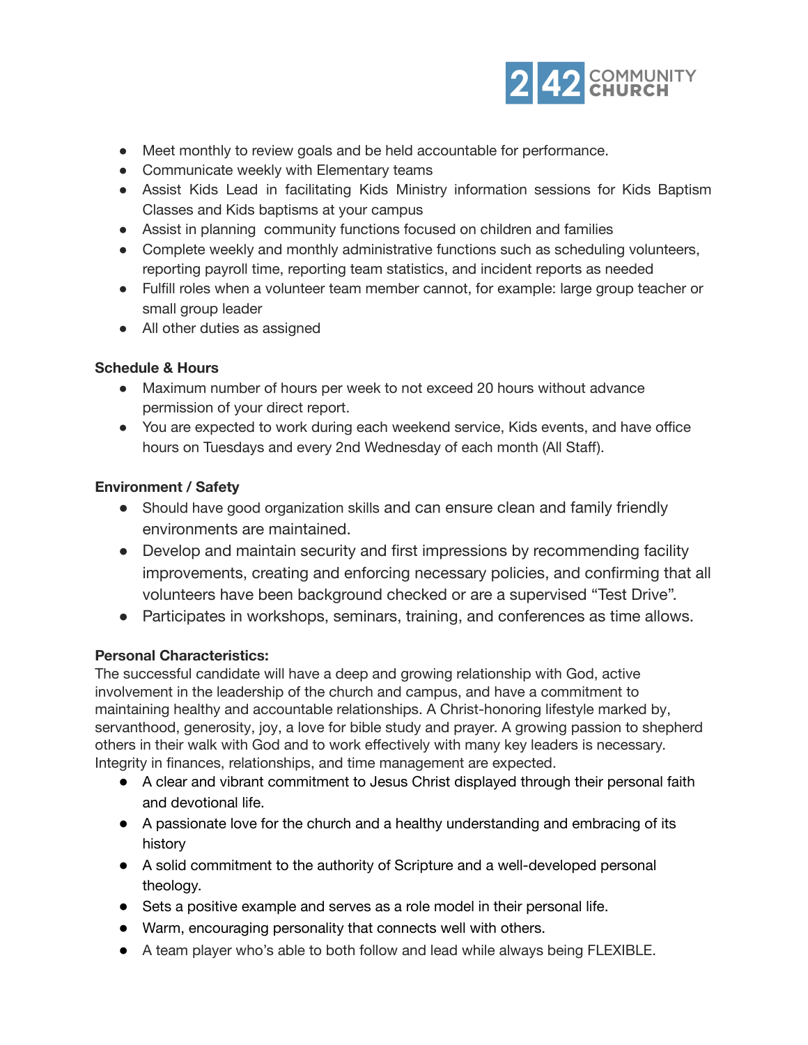- Meet monthly to review goals and be held accountable for performance.
- Communicate weekly with Elementary teams
- Assist Kids Lead in facilitating Kids Ministry information sessions for Kids Baptism Classes and Kids baptisms at your campus
- Assist in planning community functions focused on children and families
- Complete weekly and monthly administrative functions such as scheduling volunteers, reporting payroll time, reporting team statistics, and incident reports as needed
- Fulfill roles when a volunteer team member cannot, for example: large group teacher or small group leader
- All other duties as assigned

**Schedule & Hours**

- Maximum number of hours per week to not exceed 20 hours without advance permission of your direct report.
- You are expected to work during each weekend service, Kids events, and have office hours on Tuesdays and every 2nd Wednesday of each month (All Staff).

**Environment / Safety**

- Should have good organization skills and can ensure clean and family friendly environments are maintained.
- Develop and maintain security and first impressions by recommending facility improvements, creating and enforcing necessary policies, and confirming that all volunteers have been background checked or are a supervised "Test Drive".
- Participates in workshops, seminars, training, and conferences as time allows.

**Personal Characteristics:**

The successful candidate will have a deep and growing relationship with God, active involvement in the leadership of the church and campus, and have a commitment to maintaining healthy and accountable relationships. A Christ-honoring lifestyle marked by, servanthood, generosity, joy, a love for bible study and prayer. A growing passion to shepherd others in their walk with God and to work effectively with many key leaders is necessary. Integrity in finances, relationships, and time management are expected.

- A clear and vibrant commitment to Jesus Christ displayed through their personal faith and devotional life.
- A passionate love for the church and a healthy understanding and embracing of its history
- A solid commitment to the authority of Scripture and a well-developed personal theology.
- Sets a positive example and serves as a role model in their personal life.
- Warm, encouraging personality that connects well with others.
- A team player who's able to both follow and lead while always being FLEXIBLE.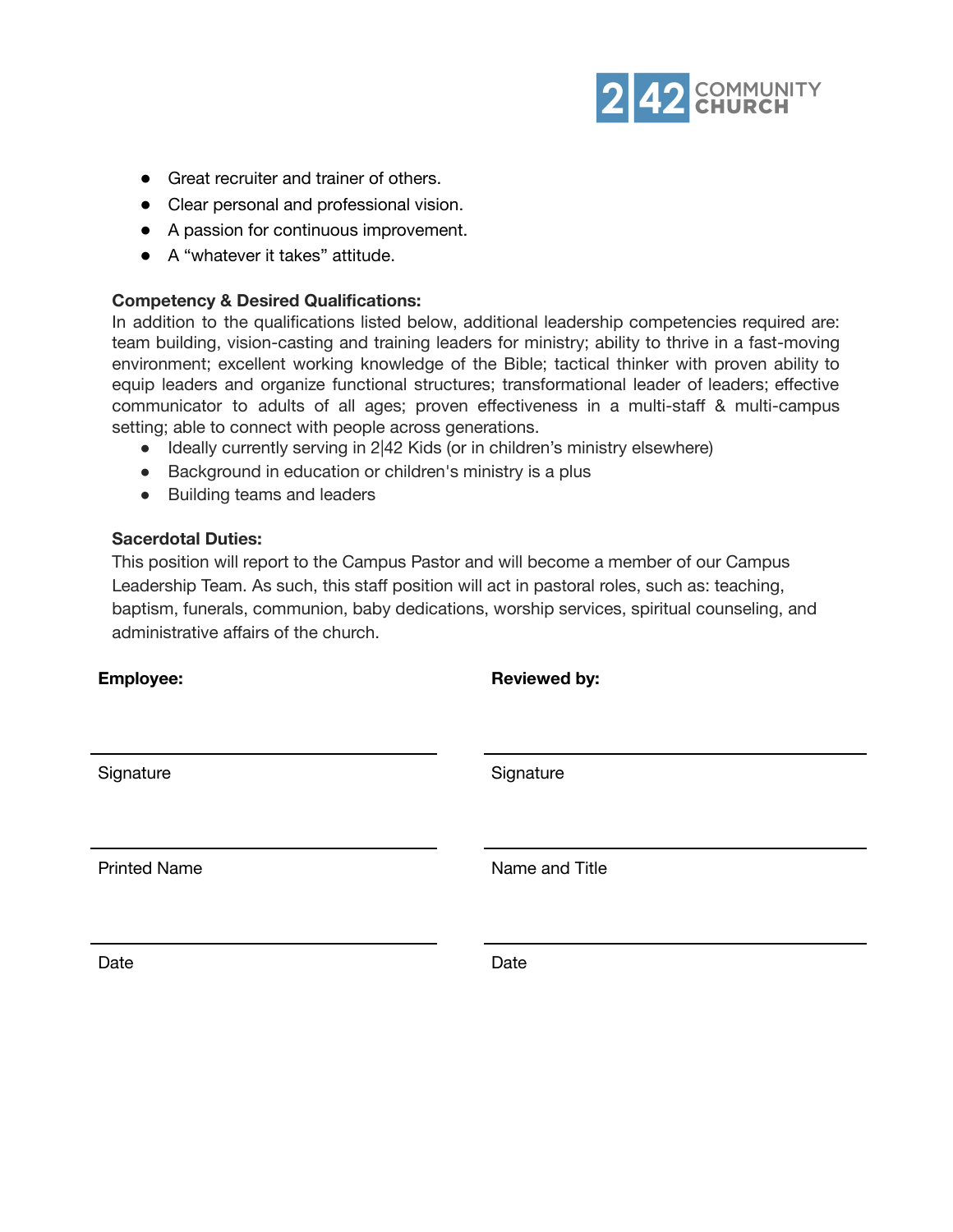- Great recruiter and trainer of others.
- Clear personal and professional vision.
- A passion for continuous improvement.
- A “whatever it takes” attitude.

**Competency & Desired Qualifications:**

In addition to the qualifications listed below, additional leadership competencies required are: team building, vision-casting and training leaders for ministry; ability to thrive in a fast-moving environment; excellent working knowledge of the Bible; tactical thinker with proven ability to equip leaders and organize functional structures; transformational leader of leaders; effective communicator to adults of all ages; proven effectiveness in a multi-staff & multi-campus setting; able to connect with people across generations.

- Ideally currently serving in 2|42 Kids (or in children’s ministry elsewhere)
- Background in education or children's ministry is a plus
- Building teams and leaders

**Sacerdotal Duties:**

This position will report to the Campus Pastor and will become a member of our Campus Leadership Team. As such, this staff position will act in pastoral roles, such as: teaching, baptism, funerals, communion, baby dedications, worship services, spiritual counseling, and administrative affairs of the church.

| **Employee:** | **Reviewed by:** |
| --- | --- |
| Signature | Signature |
| Printed Name | Name and Title |
| Date | Date |